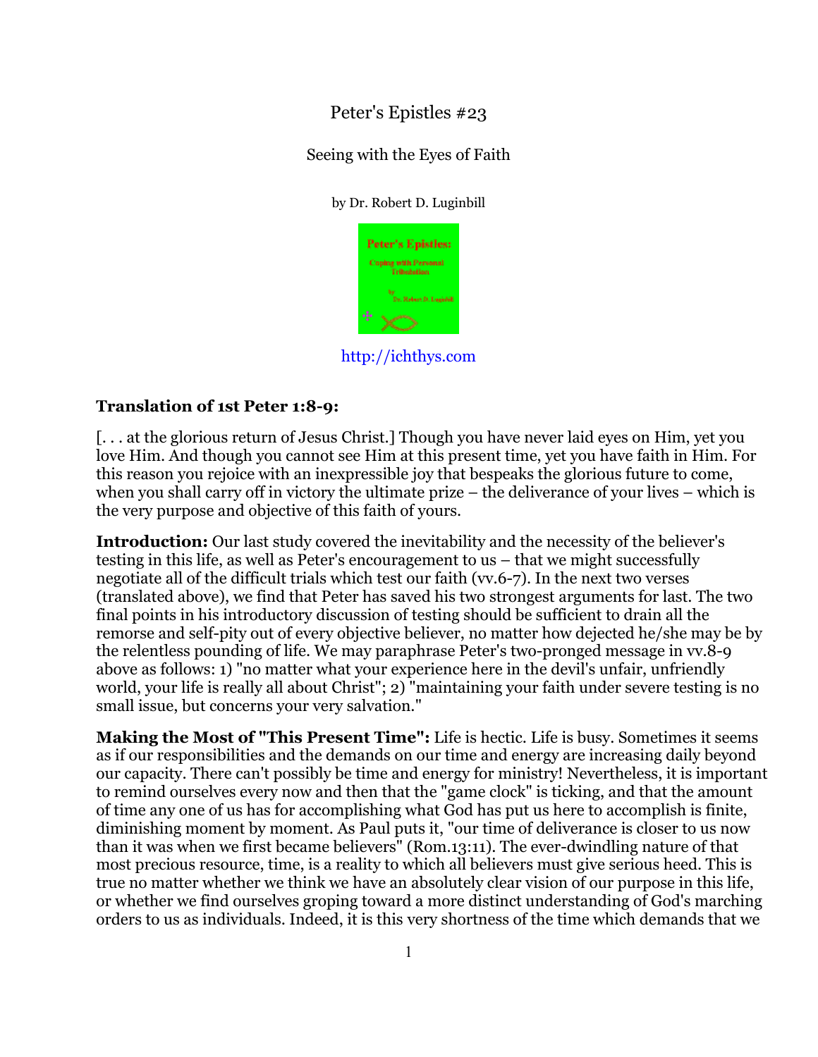# Peter's Epistles #23

## Seeing with the Eyes of Faith

by Dr. Robert D. Luginbill

http://ichthys.com

**Translation of 1st Peter 1:8-9:**

[. . . at the glorious return of Jesus Christ.] Though you have never laid eyes on Him, yet you love Him. And though you cannot see Him at this present time, yet you have faith in Him. For this reason you rejoice with an inexpressible joy that bespeaks the glorious future to come, when you shall carry off in victory the ultimate prize – the deliverance of your lives – which is the very purpose and objective of this faith of yours.

**Introduction:** Our last study covered the inevitability and the necessity of the believer's testing in this life, as well as Peter's encouragement to us – that we might successfully negotiate all of the difficult trials which test our faith (vv.6-7). In the next two verses (translated above), we find that Peter has saved his two strongest arguments for last. The two final points in his introductory discussion of testing should be sufficient to drain all the remorse and self-pity out of every objective believer, no matter how dejected he/she may be by the relentless pounding of life. We may paraphrase Peter's two-pronged message in vv.8-9 above as follows: 1) "no matter what your experience here in the devil's unfair, unfriendly world, your life is really all about Christ"; 2) "maintaining your faith under severe testing is no small issue, but concerns your very salvation."

**Making the Most of "This Present Time":** Life is hectic. Life is busy. Sometimes it seems as if our responsibilities and the demands on our time and energy are increasing daily beyond our capacity. There can't possibly be time and energy for ministry! Nevertheless, it is important to remind ourselves every now and then that the "game clock" is ticking, and that the amount of time any one of us has for accomplishing what God has put us here to accomplish is finite, diminishing moment by moment. As Paul puts it, "our time of deliverance is closer to us now than it was when we first became believers" (Rom.13:11). The ever-dwindling nature of that most precious resource, time, is a reality to which all believers must give serious heed. This is true no matter whether we think we have an absolutely clear vision of our purpose in this life, or whether we find ourselves groping toward a more distinct understanding of God's marching orders to us as individuals. Indeed, it is this very shortness of the time which demands that we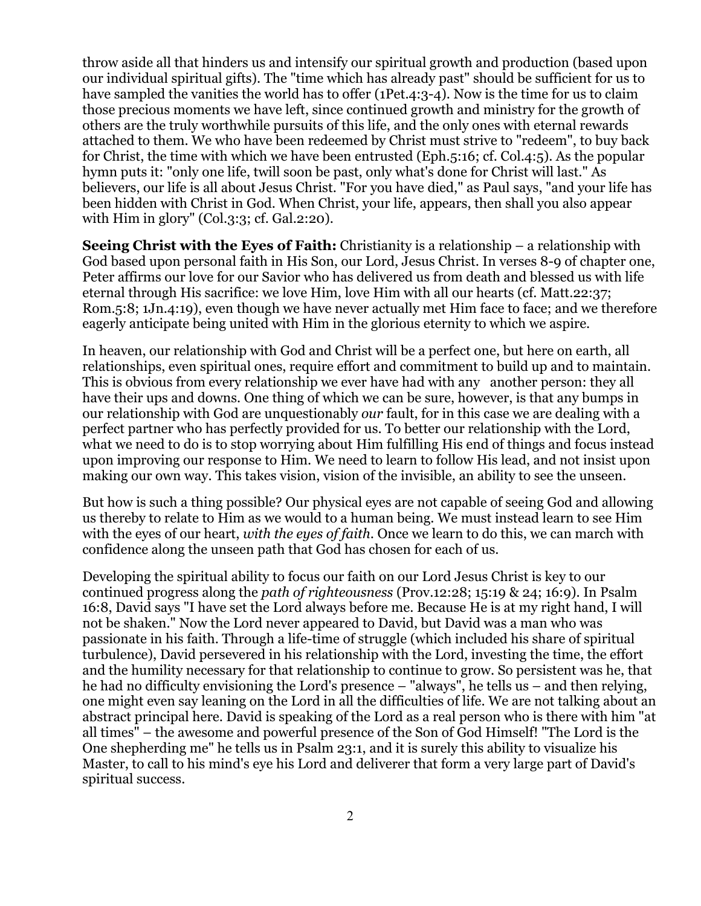throw aside all that hinders us and intensify our spiritual growth and production (based upon our individual spiritual gifts). The "time which has already past" should be sufficient for us to have sampled the vanities the world has to offer (1Pet.4:3-4). Now is the time for us to claim those precious moments we have left, since continued growth and ministry for the growth of others are the truly worthwhile pursuits of this life, and the only ones with eternal rewards attached to them. We who have been redeemed by Christ must strive to "redeem", to buy back for Christ, the time with which we have been entrusted (Eph.5:16; cf. Col.4:5). As the popular hymn puts it: "only one life, twill soon be past, only what's done for Christ will last." As believers, our life is all about Jesus Christ. "For you have died," as Paul says, "and your life has been hidden with Christ in God. When Christ, your life, appears, then shall you also appear with Him in glory" (Col.3:3; cf. Gal.2:20).

**Seeing Christ with the Eyes of Faith:** Christianity is a relationship – a relationship with God based upon personal faith in His Son, our Lord, Jesus Christ. In verses 8-9 of chapter one, Peter affirms our love for our Savior who has delivered us from death and blessed us with life eternal through His sacrifice: we love Him, love Him with all our hearts (cf. Matt.22:37; Rom.5:8; 1Jn.4:19), even though we have never actually met Him face to face; and we therefore eagerly anticipate being united with Him in the glorious eternity to which we aspire.

In heaven, our relationship with God and Christ will be a perfect one, but here on earth, all relationships, even spiritual ones, require effort and commitment to build up and to maintain. This is obvious from every relationship we ever have had with any another person: they all have their ups and downs. One thing of which we can be sure, however, is that any bumps in our relationship with God are unquestionably *our* fault, for in this case we are dealing with a perfect partner who has perfectly provided for us. To better our relationship with the Lord, what we need to do is to stop worrying about Him fulfilling His end of things and focus instead upon improving our response to Him. We need to learn to follow His lead, and not insist upon making our own way. This takes vision, vision of the invisible, an ability to see the unseen.

But how is such a thing possible? Our physical eyes are not capable of seeing God and allowing us thereby to relate to Him as we would to a human being. We must instead learn to see Him with the eyes of our heart, *with the eyes of faith*. Once we learn to do this, we can march with confidence along the unseen path that God has chosen for each of us.

Developing the spiritual ability to focus our faith on our Lord Jesus Christ is key to our continued progress along the *path of righteousness* (Prov.12:28; 15:19 & 24; 16:9). In Psalm 16:8, David says "I have set the Lord always before me. Because He is at my right hand, I will not be shaken." Now the Lord never appeared to David, but David was a man who was passionate in his faith. Through a life-time of struggle (which included his share of spiritual turbulence), David persevered in his relationship with the Lord, investing the time, the effort and the humility necessary for that relationship to continue to grow. So persistent was he, that he had no difficulty envisioning the Lord's presence – "always", he tells us – and then relying, one might even say leaning on the Lord in all the difficulties of life. We are not talking about an abstract principal here. David is speaking of the Lord as a real person who is there with him "at all times" – the awesome and powerful presence of the Son of God Himself! "The Lord is the One shepherding me" he tells us in Psalm 23:1, and it is surely this ability to visualize his Master, to call to his mind's eye his Lord and deliverer that form a very large part of David's spiritual success.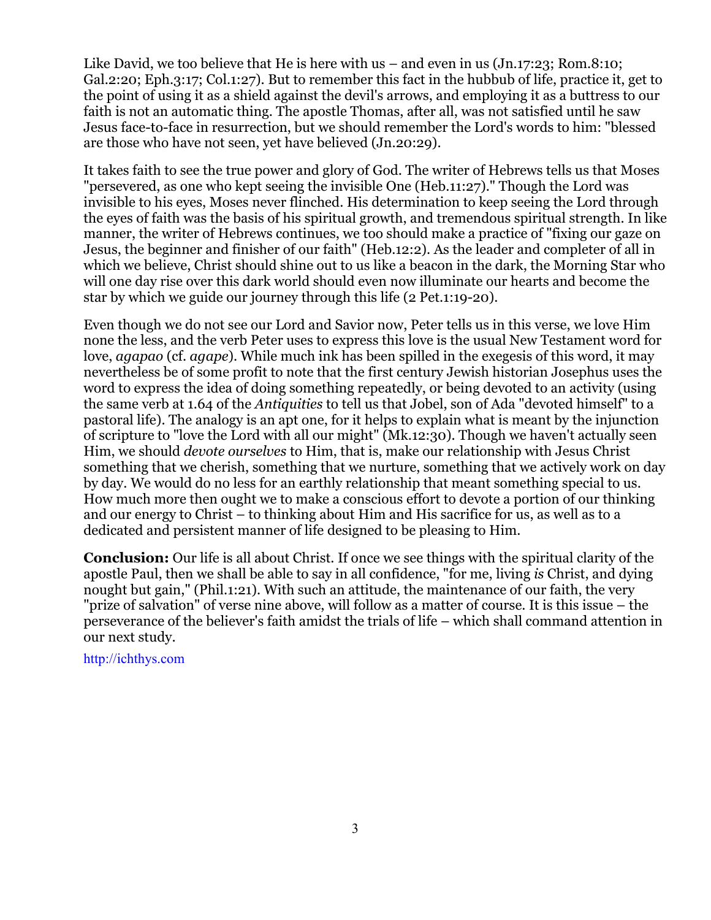Like David, we too believe that He is here with us – and even in us (Jn.17:23; Rom.8:10; Gal.2:20; Eph.3:17; Col.1:27). But to remember this fact in the hubbub of life, practice it, get to the point of using it as a shield against the devil's arrows, and employing it as a buttress to our faith is not an automatic thing. The apostle Thomas, after all, was not satisfied until he saw Jesus face-to-face in resurrection, but we should remember the Lord's words to him: "blessed are those who have not seen, yet have believed (Jn.20:29).

It takes faith to see the true power and glory of God. The writer of Hebrews tells us that Moses "persevered, as one who kept seeing the invisible One (Heb.11:27)." Though the Lord was invisible to his eyes, Moses never flinched. His determination to keep seeing the Lord through the eyes of faith was the basis of his spiritual growth, and tremendous spiritual strength. In like manner, the writer of Hebrews continues, we too should make a practice of "fixing our gaze on Jesus, the beginner and finisher of our faith" (Heb.12:2). As the leader and completer of all in which we believe, Christ should shine out to us like a beacon in the dark, the Morning Star who will one day rise over this dark world should even now illuminate our hearts and become the star by which we guide our journey through this life (2 Pet.1:19-20).

Even though we do not see our Lord and Savior now, Peter tells us in this verse, we love Him none the less, and the verb Peter uses to express this love is the usual New Testament word for love, *agapao* (cf. *agape*). While much ink has been spilled in the exegesis of this word, it may nevertheless be of some profit to note that the first century Jewish historian Josephus uses the word to express the idea of doing something repeatedly, or being devoted to an activity (using the same verb at 1.64 of the *Antiquities* to tell us that Jobel, son of Ada "devoted himself" to a pastoral life). The analogy is an apt one, for it helps to explain what is meant by the injunction of scripture to "love the Lord with all our might" (Mk.12:30). Though we haven't actually seen Him, we should *devote ourselves* to Him, that is, make our relationship with Jesus Christ something that we cherish, something that we nurture, something that we actively work on day by day. We would do no less for an earthly relationship that meant something special to us. How much more then ought we to make a conscious effort to devote a portion of our thinking and our energy to Christ – to thinking about Him and His sacrifice for us, as well as to a dedicated and persistent manner of life designed to be pleasing to Him.

**Conclusion:** Our life is all about Christ. If once we see things with the spiritual clarity of the apostle Paul, then we shall be able to say in all confidence, "for me, living *is* Christ, and dying nought but gain," (Phil.1:21). With such an attitude, the maintenance of our faith, the very "prize of salvation" of verse nine above, will follow as a matter of course. It is this issue – the perseverance of the believer's faith amidst the trials of life – which shall command attention in our next study.

http://ichthys.com